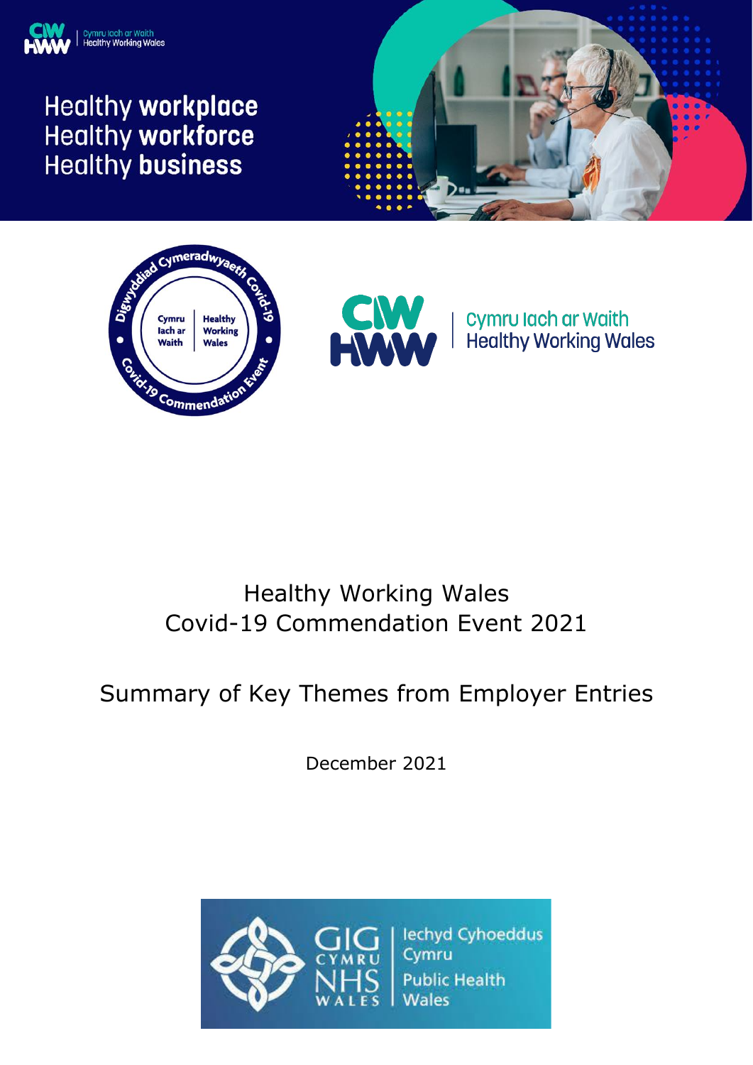Healthy **workplace**
Healthy **workforce**
Healthy **business**

# Healthy Working Wales
# Covid-19 Commendation Event 2021

## Summary of Key Themes from Employer Entries

December 2021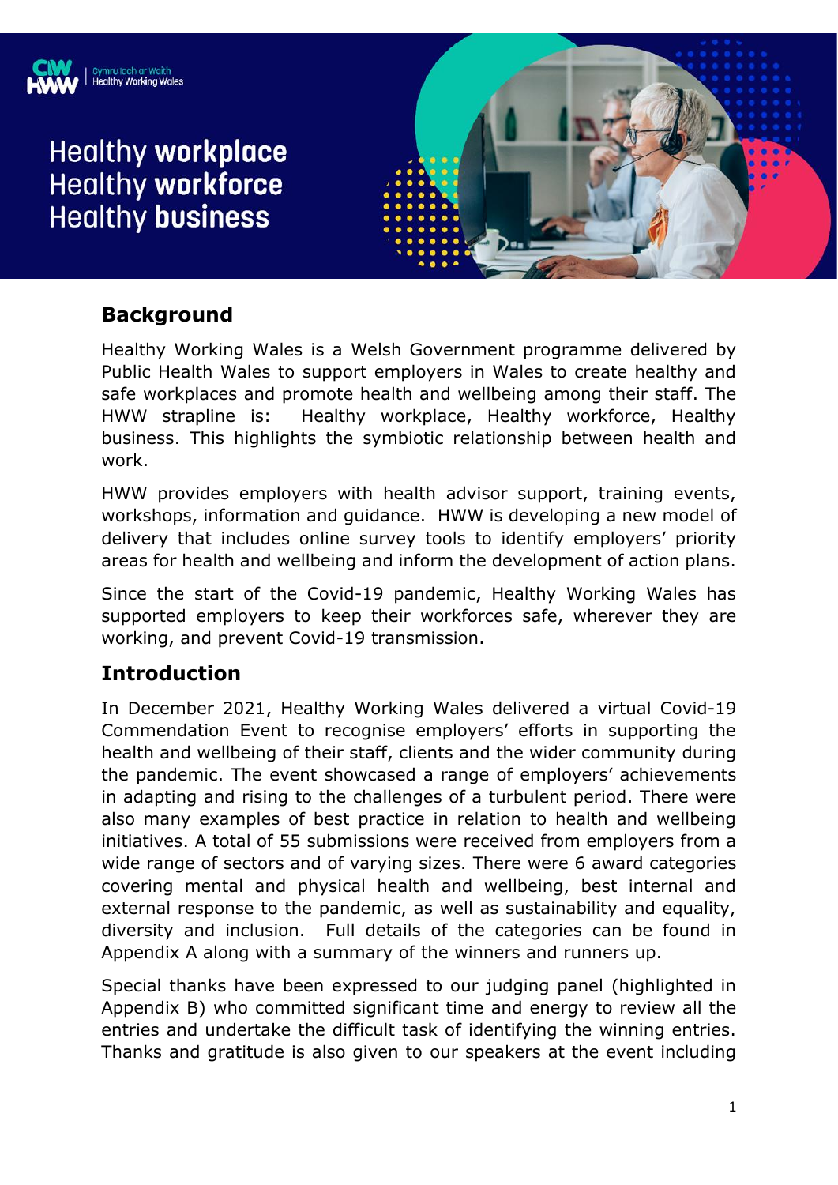Cymru Iach ar Waith
Healthy Working Wales

# Healthy **workplace**
# Healthy **workforce**
# Healthy **business**

## Background

Healthy Working Wales is a Welsh Government programme delivered by Public Health Wales to support employers in Wales to create healthy and safe workplaces and promote health and wellbeing among their staff. The HWW strapline is: Healthy workplace, Healthy workforce, Healthy business. This highlights the symbiotic relationship between health and work.

HWW provides employers with health advisor support, training events, workshops, information and guidance. HWW is developing a new model of delivery that includes online survey tools to identify employers' priority areas for health and wellbeing and inform the development of action plans.

Since the start of the Covid-19 pandemic, Healthy Working Wales has supported employers to keep their workforces safe, wherever they are working, and prevent Covid-19 transmission.

## Introduction

In December 2021, Healthy Working Wales delivered a virtual Covid-19 Commendation Event to recognise employers' efforts in supporting the health and wellbeing of their staff, clients and the wider community during the pandemic. The event showcased a range of employers' achievements in adapting and rising to the challenges of a turbulent period. There were also many examples of best practice in relation to health and wellbeing initiatives. A total of 55 submissions were received from employers from a wide range of sectors and of varying sizes. There were 6 award categories covering mental and physical health and wellbeing, best internal and external response to the pandemic, as well as sustainability and equality, diversity and inclusion. Full details of the categories can be found in Appendix A along with a summary of the winners and runners up.

Special thanks have been expressed to our judging panel (highlighted in Appendix B) who committed significant time and energy to review all the entries and undertake the difficult task of identifying the winning entries. Thanks and gratitude is also given to our speakers at the event including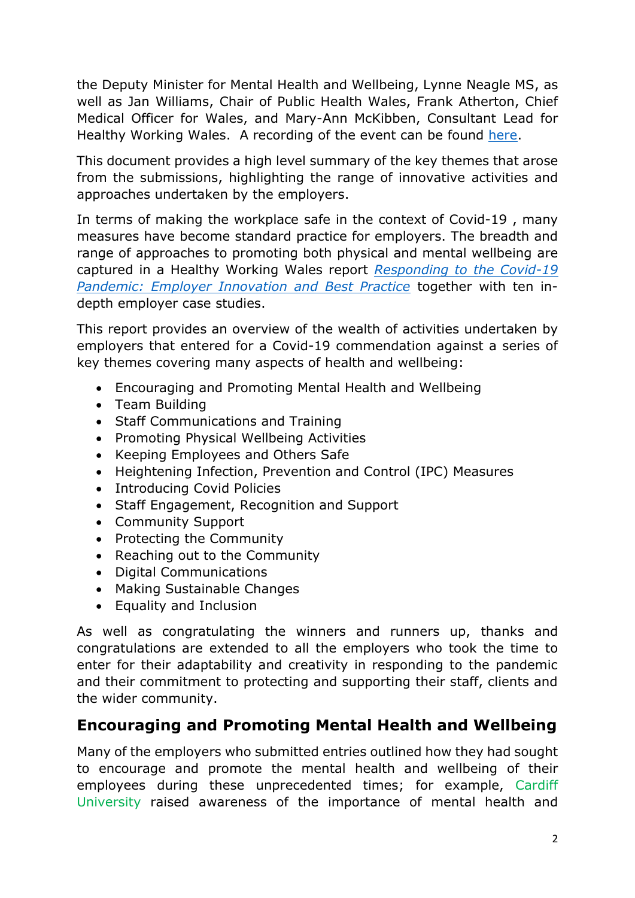the Deputy Minister for Mental Health and Wellbeing, Lynne Neagle MS, as well as Jan Williams, Chair of Public Health Wales, Frank Atherton, Chief Medical Officer for Wales, and Mary-Ann McKibben, Consultant Lead for Healthy Working Wales. A recording of the event can be found here.

This document provides a high level summary of the key themes that arose from the submissions, highlighting the range of innovative activities and approaches undertaken by the employers.

In terms of making the workplace safe in the context of Covid-19 , many measures have become standard practice for employers. The breadth and range of approaches to promoting both physical and mental wellbeing are captured in a Healthy Working Wales report *Responding to the Covid-19 Pandemic: Employer Innovation and Best Practice* together with ten in-depth employer case studies.

This report provides an overview of the wealth of activities undertaken by employers that entered for a Covid-19 commendation against a series of key themes covering many aspects of health and wellbeing:

- Encouraging and Promoting Mental Health and Wellbeing
- Team Building
- Staff Communications and Training
- Promoting Physical Wellbeing Activities
- Keeping Employees and Others Safe
- Heightening Infection, Prevention and Control (IPC) Measures
- Introducing Covid Policies
- Staff Engagement, Recognition and Support
- Community Support
- Protecting the Community
- Reaching out to the Community
- Digital Communications
- Making Sustainable Changes
- Equality and Inclusion

As well as congratulating the winners and runners up, thanks and congratulations are extended to all the employers who took the time to enter for their adaptability and creativity in responding to the pandemic and their commitment to protecting and supporting their staff, clients and the wider community.

## Encouraging and Promoting Mental Health and Wellbeing

Many of the employers who submitted entries outlined how they had sought to encourage and promote the mental health and wellbeing of their employees during these unprecedented times; for example, Cardiff University raised awareness of the importance of mental health and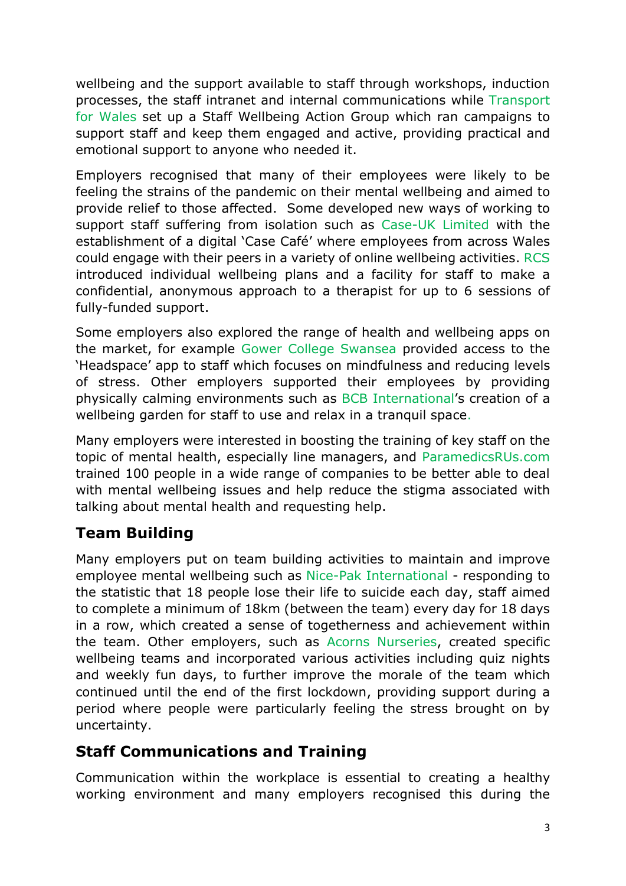wellbeing and the support available to staff through workshops, induction processes, the staff intranet and internal communications while Transport for Wales set up a Staff Wellbeing Action Group which ran campaigns to support staff and keep them engaged and active, providing practical and emotional support to anyone who needed it.

Employers recognised that many of their employees were likely to be feeling the strains of the pandemic on their mental wellbeing and aimed to provide relief to those affected. Some developed new ways of working to support staff suffering from isolation such as Case-UK Limited with the establishment of a digital 'Case Café' where employees from across Wales could engage with their peers in a variety of online wellbeing activities. RCS introduced individual wellbeing plans and a facility for staff to make a confidential, anonymous approach to a therapist for up to 6 sessions of fully-funded support.

Some employers also explored the range of health and wellbeing apps on the market, for example Gower College Swansea provided access to the 'Headspace' app to staff which focuses on mindfulness and reducing levels of stress. Other employers supported their employees by providing physically calming environments such as BCB International's creation of a wellbeing garden for staff to use and relax in a tranquil space.

Many employers were interested in boosting the training of key staff on the topic of mental health, especially line managers, and ParamedicsRUs.com trained 100 people in a wide range of companies to be better able to deal with mental wellbeing issues and help reduce the stigma associated with talking about mental health and requesting help.

## Team Building

Many employers put on team building activities to maintain and improve employee mental wellbeing such as Nice-Pak International - responding to the statistic that 18 people lose their life to suicide each day, staff aimed to complete a minimum of 18km (between the team) every day for 18 days in a row, which created a sense of togetherness and achievement within the team. Other employers, such as Acorns Nurseries, created specific wellbeing teams and incorporated various activities including quiz nights and weekly fun days, to further improve the morale of the team which continued until the end of the first lockdown, providing support during a period where people were particularly feeling the stress brought on by uncertainty.

## Staff Communications and Training

Communication within the workplace is essential to creating a healthy working environment and many employers recognised this during the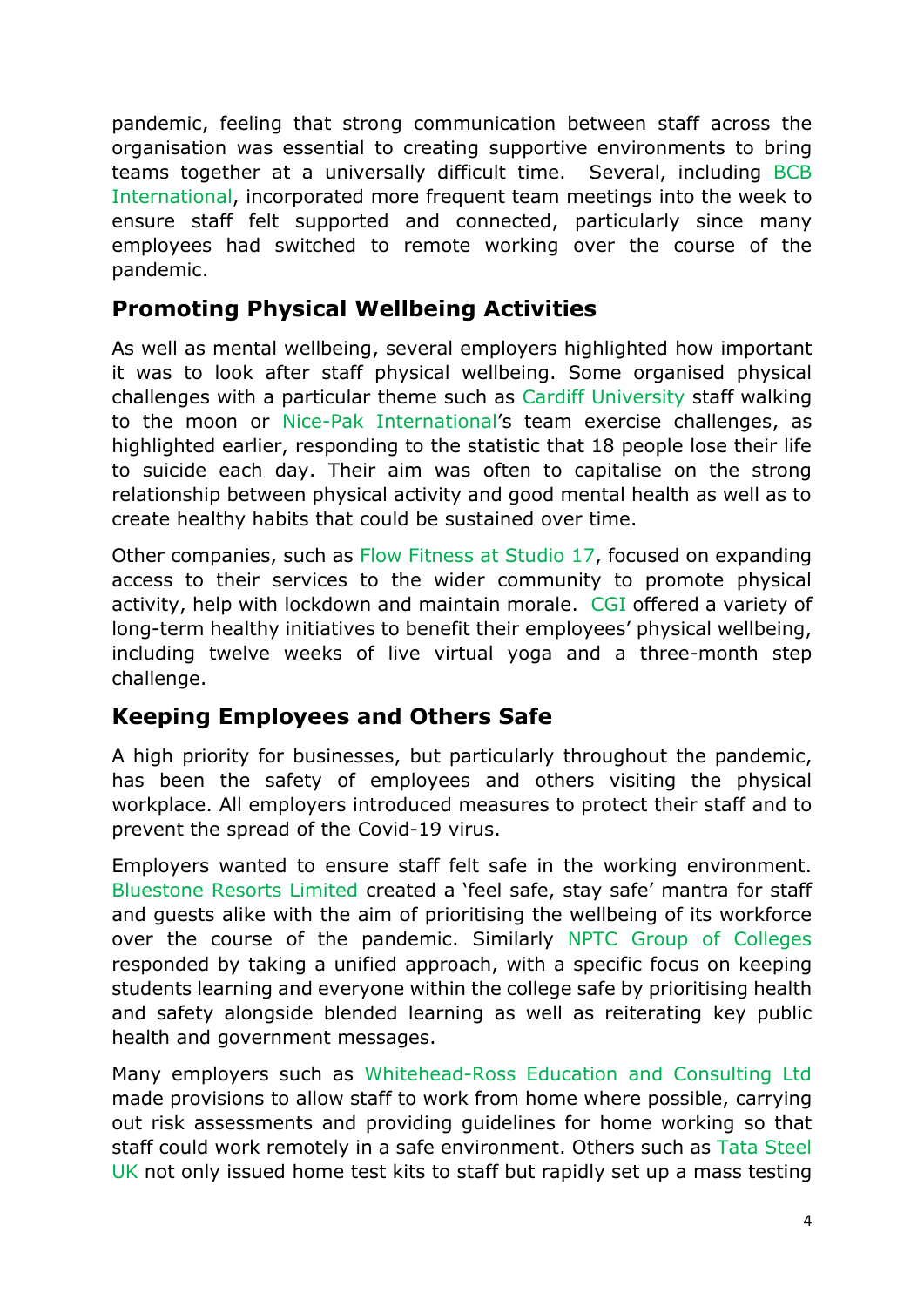pandemic, feeling that strong communication between staff across the organisation was essential to creating supportive environments to bring teams together at a universally difficult time. Several, including BCB International, incorporated more frequent team meetings into the week to ensure staff felt supported and connected, particularly since many employees had switched to remote working over the course of the pandemic.

## Promoting Physical Wellbeing Activities

As well as mental wellbeing, several employers highlighted how important it was to look after staff physical wellbeing. Some organised physical challenges with a particular theme such as Cardiff University staff walking to the moon or Nice-Pak International's team exercise challenges, as highlighted earlier, responding to the statistic that 18 people lose their life to suicide each day. Their aim was often to capitalise on the strong relationship between physical activity and good mental health as well as to create healthy habits that could be sustained over time.

Other companies, such as Flow Fitness at Studio 17, focused on expanding access to their services to the wider community to promote physical activity, help with lockdown and maintain morale. CGI offered a variety of long-term healthy initiatives to benefit their employees' physical wellbeing, including twelve weeks of live virtual yoga and a three-month step challenge.

## Keeping Employees and Others Safe

A high priority for businesses, but particularly throughout the pandemic, has been the safety of employees and others visiting the physical workplace. All employers introduced measures to protect their staff and to prevent the spread of the Covid-19 virus.

Employers wanted to ensure staff felt safe in the working environment. Bluestone Resorts Limited created a 'feel safe, stay safe' mantra for staff and guests alike with the aim of prioritising the wellbeing of its workforce over the course of the pandemic. Similarly NPTC Group of Colleges responded by taking a unified approach, with a specific focus on keeping students learning and everyone within the college safe by prioritising health and safety alongside blended learning as well as reiterating key public health and government messages.

Many employers such as Whitehead-Ross Education and Consulting Ltd made provisions to allow staff to work from home where possible, carrying out risk assessments and providing guidelines for home working so that staff could work remotely in a safe environment. Others such as Tata Steel UK not only issued home test kits to staff but rapidly set up a mass testing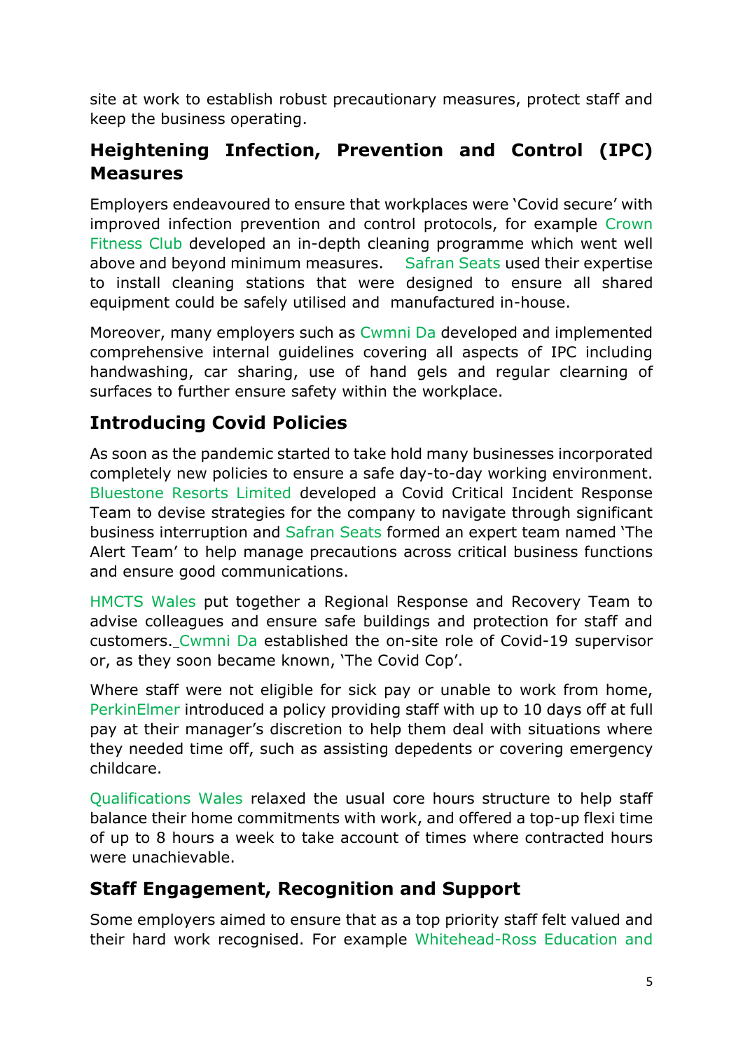site at work to establish robust precautionary measures, protect staff and keep the business operating.

## Heightening Infection, Prevention and Control (IPC) Measures

Employers endeavoured to ensure that workplaces were 'Covid secure' with improved infection prevention and control protocols, for example Crown Fitness Club developed an in-depth cleaning programme which went well above and beyond minimum measures. Safran Seats used their expertise to install cleaning stations that were designed to ensure all shared equipment could be safely utilised and manufactured in-house.

Moreover, many employers such as Cwmni Da developed and implemented comprehensive internal guidelines covering all aspects of IPC including handwashing, car sharing, use of hand gels and regular clearning of surfaces to further ensure safety within the workplace.

## Introducing Covid Policies

As soon as the pandemic started to take hold many businesses incorporated completely new policies to ensure a safe day-to-day working environment. Bluestone Resorts Limited developed a Covid Critical Incident Response Team to devise strategies for the company to navigate through significant business interruption and Safran Seats formed an expert team named 'The Alert Team' to help manage precautions across critical business functions and ensure good communications.

HMCTS Wales put together a Regional Response and Recovery Team to advise colleagues and ensure safe buildings and protection for staff and customers. Cwmni Da established the on-site role of Covid-19 supervisor or, as they soon became known, 'The Covid Cop'.

Where staff were not eligible for sick pay or unable to work from home, PerkinElmer introduced a policy providing staff with up to 10 days off at full pay at their manager's discretion to help them deal with situations where they needed time off, such as assisting depedents or covering emergency childcare.

Qualifications Wales relaxed the usual core hours structure to help staff balance their home commitments with work, and offered a top-up flexi time of up to 8 hours a week to take account of times where contracted hours were unachievable.

## Staff Engagement, Recognition and Support

Some employers aimed to ensure that as a top priority staff felt valued and their hard work recognised. For example Whitehead-Ross Education and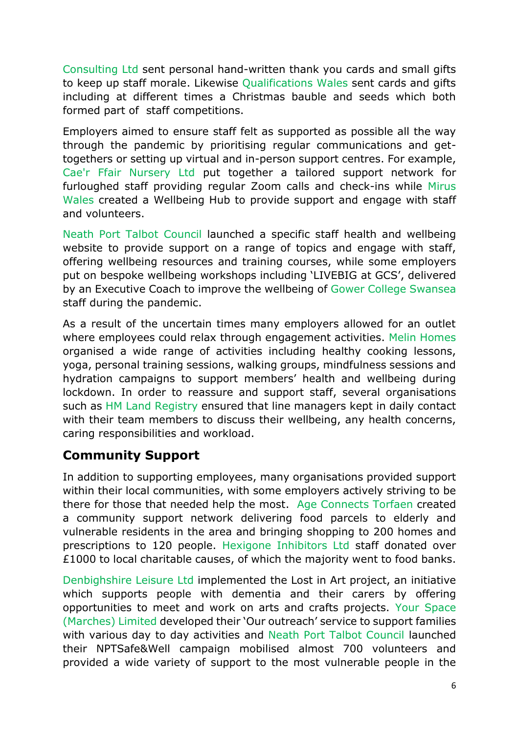Consulting Ltd sent personal hand-written thank you cards and small gifts to keep up staff morale. Likewise Qualifications Wales sent cards and gifts including at different times a Christmas bauble and seeds which both formed part of staff competitions.

Employers aimed to ensure staff felt as supported as possible all the way through the pandemic by prioritising regular communications and get-togethers or setting up virtual and in-person support centres. For example, Cae'r Ffair Nursery Ltd put together a tailored support network for furloughed staff providing regular Zoom calls and check-ins while Mirus Wales created a Wellbeing Hub to provide support and engage with staff and volunteers.

Neath Port Talbot Council launched a specific staff health and wellbeing website to provide support on a range of topics and engage with staff, offering wellbeing resources and training courses, while some employers put on bespoke wellbeing workshops including 'LIVEBIG at GCS', delivered by an Executive Coach to improve the wellbeing of Gower College Swansea staff during the pandemic.

As a result of the uncertain times many employers allowed for an outlet where employees could relax through engagement activities. Melin Homes organised a wide range of activities including healthy cooking lessons, yoga, personal training sessions, walking groups, mindfulness sessions and hydration campaigns to support members' health and wellbeing during lockdown. In order to reassure and support staff, several organisations such as HM Land Registry ensured that line managers kept in daily contact with their team members to discuss their wellbeing, any health concerns, caring responsibilities and workload.

## Community Support

In addition to supporting employees, many organisations provided support within their local communities, with some employers actively striving to be there for those that needed help the most. Age Connects Torfaen created a community support network delivering food parcels to elderly and vulnerable residents in the area and bringing shopping to 200 homes and prescriptions to 120 people. Hexigone Inhibitors Ltd staff donated over £1000 to local charitable causes, of which the majority went to food banks.

Denbighshire Leisure Ltd implemented the Lost in Art project, an initiative which supports people with dementia and their carers by offering opportunities to meet and work on arts and crafts projects. Your Space (Marches) Limited developed their 'Our outreach' service to support families with various day to day activities and Neath Port Talbot Council launched their NPTSafe&Well campaign mobilised almost 700 volunteers and provided a wide variety of support to the most vulnerable people in the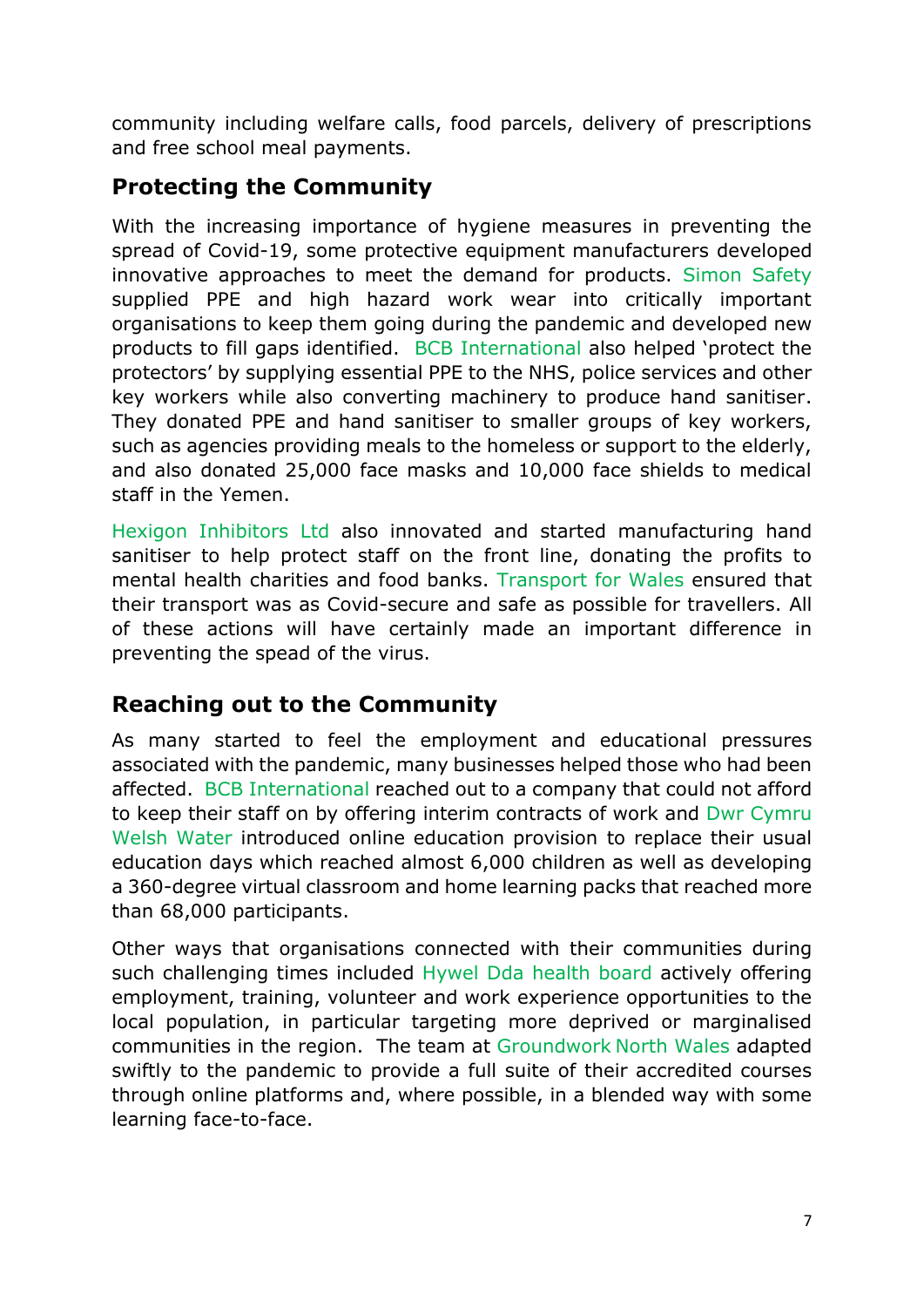community including welfare calls, food parcels, delivery of prescriptions and free school meal payments.

## Protecting the Community

With the increasing importance of hygiene measures in preventing the spread of Covid-19, some protective equipment manufacturers developed innovative approaches to meet the demand for products. Simon Safety supplied PPE and high hazard work wear into critically important organisations to keep them going during the pandemic and developed new products to fill gaps identified. BCB International also helped 'protect the protectors' by supplying essential PPE to the NHS, police services and other key workers while also converting machinery to produce hand sanitiser. They donated PPE and hand sanitiser to smaller groups of key workers, such as agencies providing meals to the homeless or support to the elderly, and also donated 25,000 face masks and 10,000 face shields to medical staff in the Yemen.

Hexigon Inhibitors Ltd also innovated and started manufacturing hand sanitiser to help protect staff on the front line, donating the profits to mental health charities and food banks. Transport for Wales ensured that their transport was as Covid-secure and safe as possible for travellers. All of these actions will have certainly made an important difference in preventing the spead of the virus.

## Reaching out to the Community

As many started to feel the employment and educational pressures associated with the pandemic, many businesses helped those who had been affected. BCB International reached out to a company that could not afford to keep their staff on by offering interim contracts of work and Dwr Cymru Welsh Water introduced online education provision to replace their usual education days which reached almost 6,000 children as well as developing a 360-degree virtual classroom and home learning packs that reached more than 68,000 participants.

Other ways that organisations connected with their communities during such challenging times included Hywel Dda health board actively offering employment, training, volunteer and work experience opportunities to the local population, in particular targeting more deprived or marginalised communities in the region. The team at Groundwork North Wales adapted swiftly to the pandemic to provide a full suite of their accredited courses through online platforms and, where possible, in a blended way with some learning face-to-face.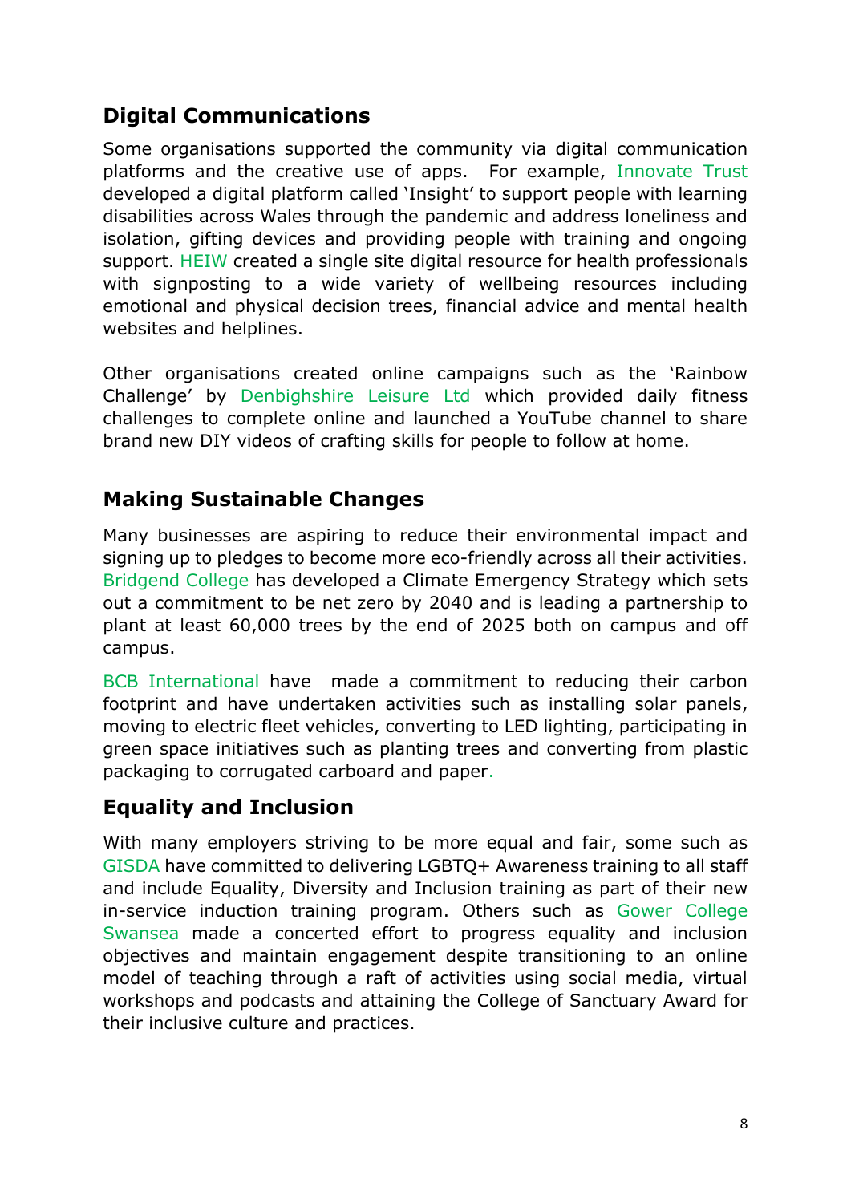## Digital Communications

Some organisations supported the community via digital communication platforms and the creative use of apps. For example, Innovate Trust developed a digital platform called 'Insight' to support people with learning disabilities across Wales through the pandemic and address loneliness and isolation, gifting devices and providing people with training and ongoing support. HEIW created a single site digital resource for health professionals with signposting to a wide variety of wellbeing resources including emotional and physical decision trees, financial advice and mental health websites and helplines.

Other organisations created online campaigns such as the 'Rainbow Challenge' by Denbighshire Leisure Ltd which provided daily fitness challenges to complete online and launched a YouTube channel to share brand new DIY videos of crafting skills for people to follow at home.

## Making Sustainable Changes

Many businesses are aspiring to reduce their environmental impact and signing up to pledges to become more eco-friendly across all their activities. Bridgend College has developed a Climate Emergency Strategy which sets out a commitment to be net zero by 2040 and is leading a partnership to plant at least 60,000 trees by the end of 2025 both on campus and off campus.

BCB International have made a commitment to reducing their carbon footprint and have undertaken activities such as installing solar panels, moving to electric fleet vehicles, converting to LED lighting, participating in green space initiatives such as planting trees and converting from plastic packaging to corrugated carboard and paper.

## Equality and Inclusion

With many employers striving to be more equal and fair, some such as GISDA have committed to delivering LGBTQ+ Awareness training to all staff and include Equality, Diversity and Inclusion training as part of their new in-service induction training program. Others such as Gower College Swansea made a concerted effort to progress equality and inclusion objectives and maintain engagement despite transitioning to an online model of teaching through a raft of activities using social media, virtual workshops and podcasts and attaining the College of Sanctuary Award for their inclusive culture and practices.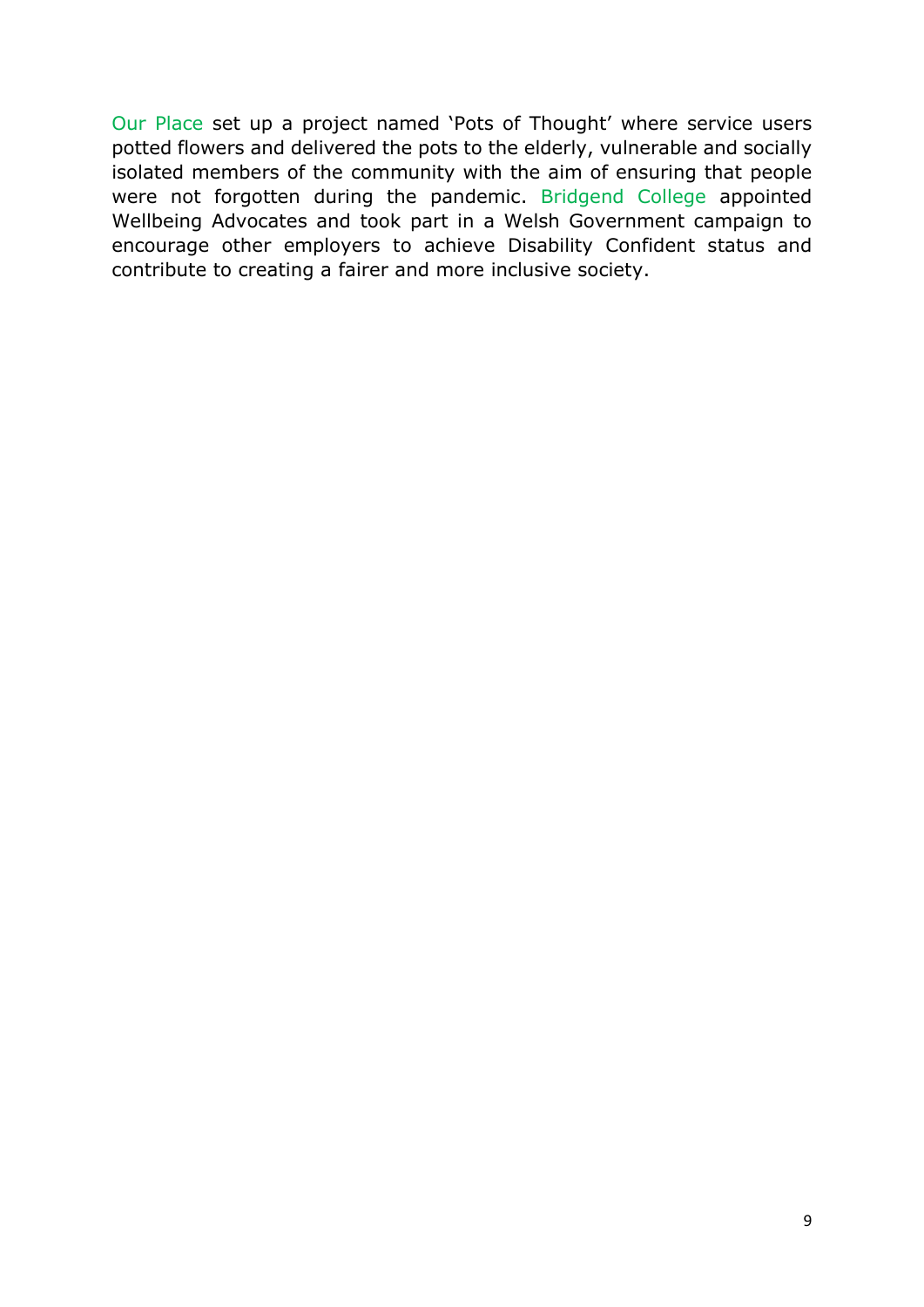Our Place set up a project named 'Pots of Thought' where service users potted flowers and delivered the pots to the elderly, vulnerable and socially isolated members of the community with the aim of ensuring that people were not forgotten during the pandemic. Bridgend College appointed Wellbeing Advocates and took part in a Welsh Government campaign to encourage other employers to achieve Disability Confident status and contribute to creating a fairer and more inclusive society.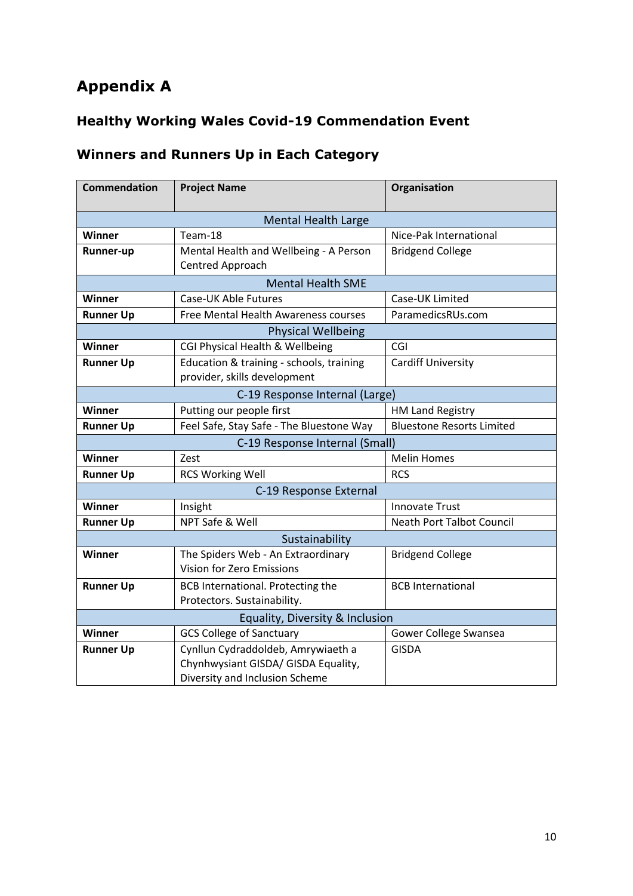# Appendix A

## Healthy Working Wales Covid-19 Commendation Event

## Winners and Runners Up in Each Category

| Commendation | Project Name | Organisation |
|---|---|---|
| Mental Health Large | | |
| **Winner** | Team-18 | Nice-Pak International |
| **Runner-up** | Mental Health and Wellbeing - A Person Centred Approach | Bridgend College |
| Mental Health SME | | |
| **Winner** | Case-UK Able Futures | Case-UK Limited |
| **Runner Up** | Free Mental Health Awareness courses | ParamedicsRUs.com |
| Physical Wellbeing | | |
| **Winner** | CGI Physical Health & Wellbeing | CGI |
| **Runner Up** | Education & training - schools, training provider, skills development | Cardiff University |
| C-19 Response Internal (Large) | | |
| **Winner** | Putting our people first | HM Land Registry |
| **Runner Up** | Feel Safe, Stay Safe - The Bluestone Way | Bluestone Resorts Limited |
| C-19 Response Internal (Small) | | |
| **Winner** | Zest | Melin Homes |
| **Runner Up** | RCS Working Well | RCS |
| C-19 Response External | | |
| **Winner** | Insight | Innovate Trust |
| **Runner Up** | NPT Safe & Well | Neath Port Talbot Council |
| Sustainability | | |
| **Winner** | The Spiders Web - An Extraordinary Vision for Zero Emissions | Bridgend College |
| **Runner Up** | BCB International. Protecting the Protectors. Sustainability. | BCB International |
| Equality, Diversity & Inclusion | | |
| **Winner** | GCS College of Sanctuary | Gower College Swansea |
| **Runner Up** | Cynllun Cydraddoldeb, Amrywiaeth a Chynhwysiant GISDA/ GISDA Equality, Diversity and Inclusion Scheme | GISDA |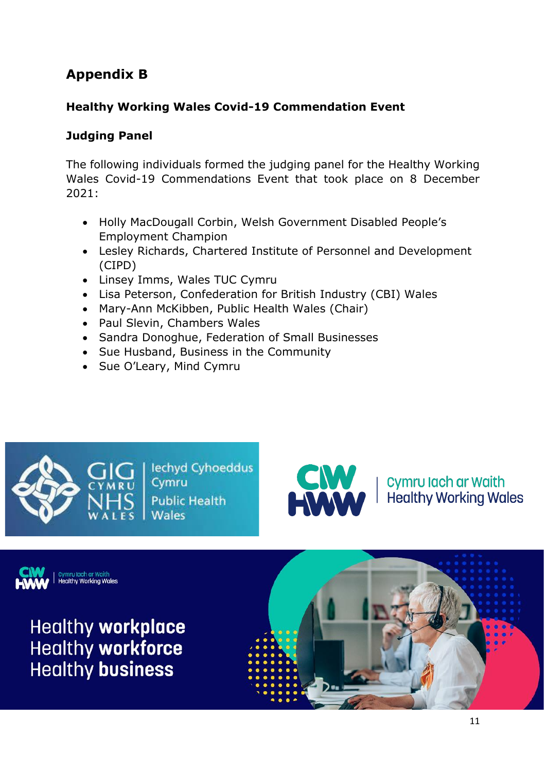# Appendix B

## Healthy Working Wales Covid-19 Commendation Event

### Judging Panel

The following individuals formed the judging panel for the Healthy Working Wales Covid-19 Commendations Event that took place on 8 December 2021:

- Holly MacDougall Corbin, Welsh Government Disabled People's Employment Champion
- Lesley Richards, Chartered Institute of Personnel and Development (CIPD)
- Linsey Imms, Wales TUC Cymru
- Lisa Peterson, Confederation for British Industry (CBI) Wales
- Mary-Ann McKibben, Public Health Wales (Chair)
- Paul Slevin, Chambers Wales
- Sandra Donoghue, Federation of Small Businesses
- Sue Husband, Business in the Community
- Sue O'Leary, Mind Cymru